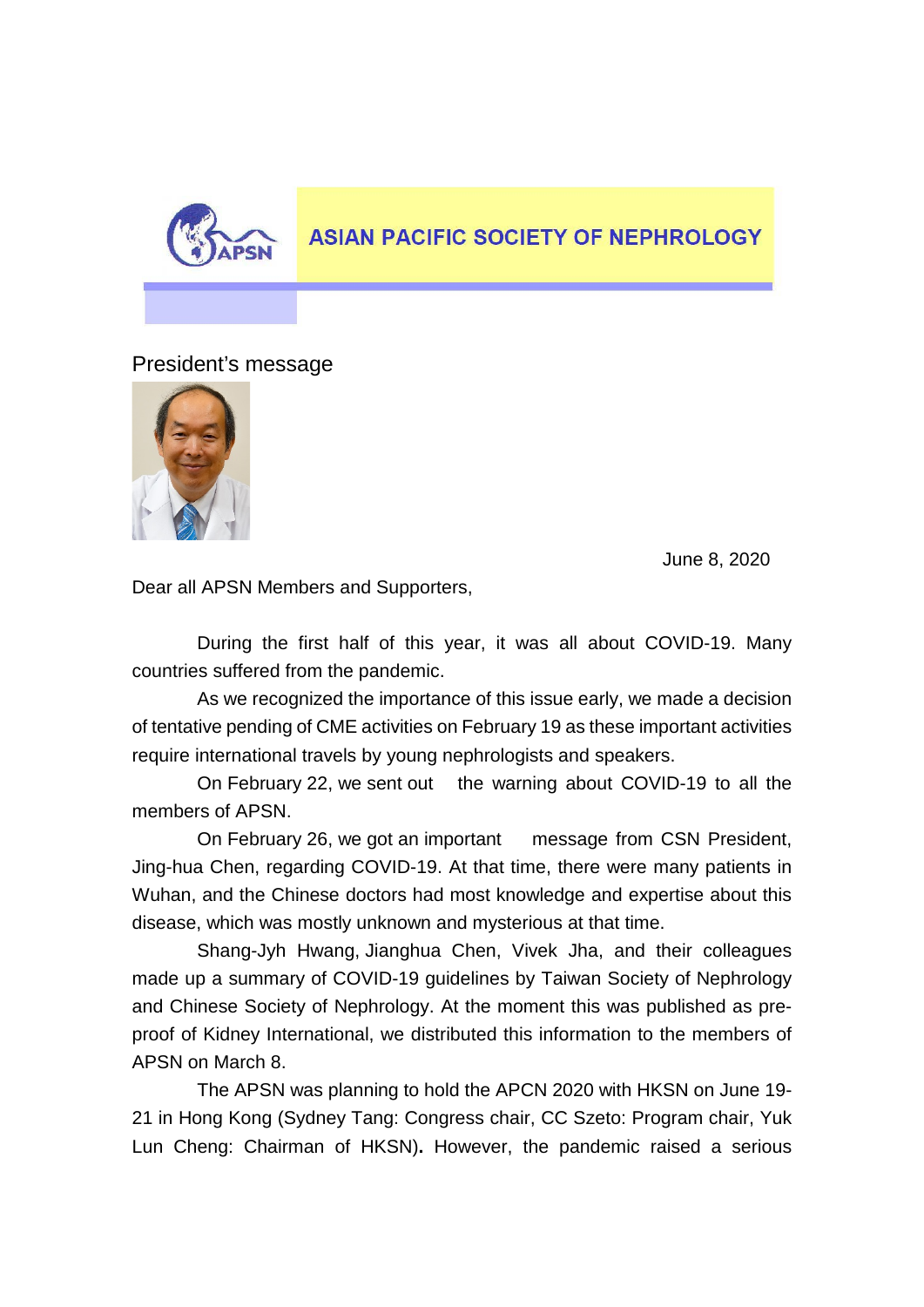# ASIAN PACIFIC SOCIETY OF NEPHROLOGY

## President's message

June 8, 2020

Dear all APSN Members and Supporters,

During the first half of this year, it was all about COVID-19. Many countries suffered from the pandemic.

As we recognized the importance of this issue early, we made a decision of tentative pending of CME activities on February 19 as these important activities require international travels by young nephrologists and speakers.

On February 22, we sent out the warning about COVID-19 to all the members of APSN.

On February 26, we got an important message from CSN President, Jing-hua Chen, regarding COVID-19. At that time, there were many patients in Wuhan, and the Chinese doctors had most knowledge and expertise about this disease, which was mostly unknown and mysterious at that time.

Shang-Jyh Hwang, Jianghua Chen, Vivek Jha, and their colleagues made up a summary of COVID-19 guidelines by Taiwan Society of Nephrology and Chinese Society of Nephrology. At the moment this was published as pre-proof of Kidney International, we distributed this information to the members of APSN on March 8.

The APSN was planning to hold the APCN 2020 with HKSN on June 19-21 in Hong Kong (Sydney Tang: Congress chair, CC Szeto: Program chair, Yuk Lun Cheng: Chairman of HKSN). However, the pandemic raised a serious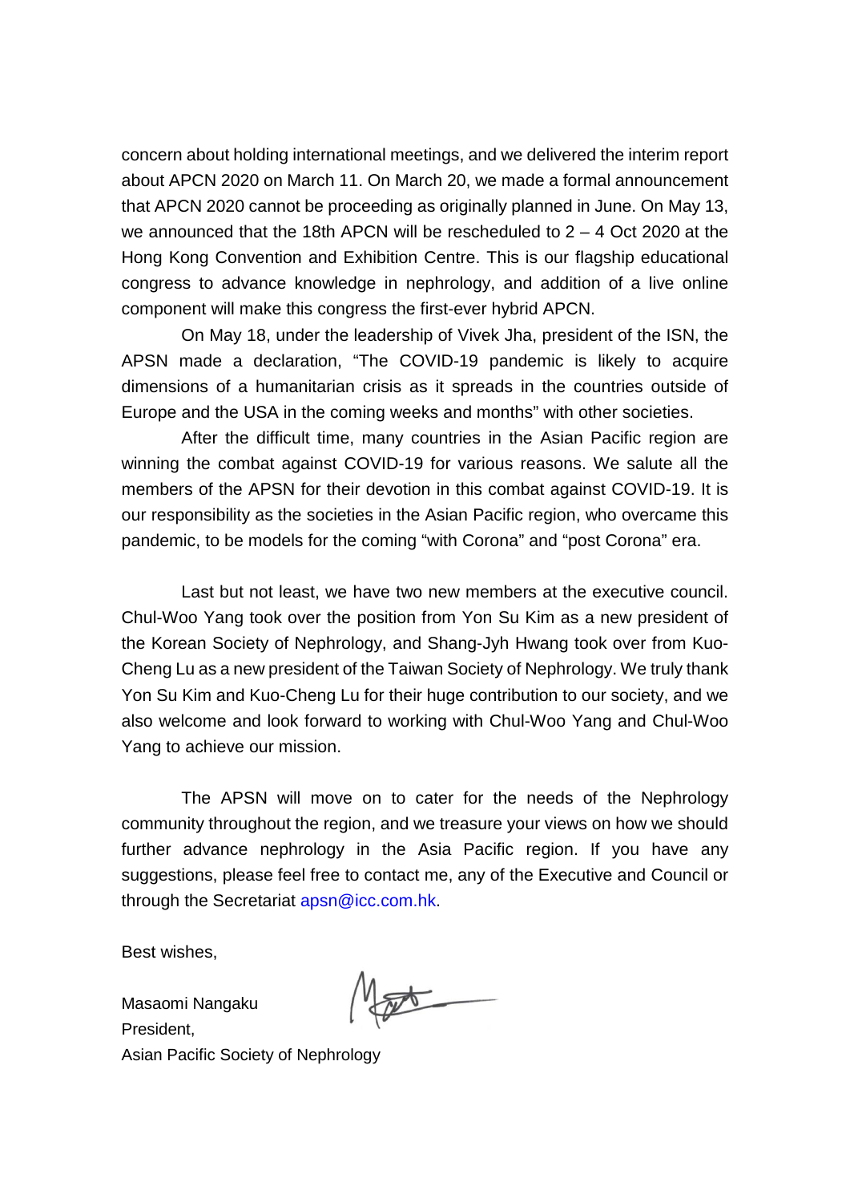concern about holding international meetings, and we delivered the interim report about APCN 2020 on March 11. On March 20, we made a formal announcement that APCN 2020 cannot be proceeding as originally planned in June. On May 13, we announced that the 18th APCN will be rescheduled to 2 – 4 Oct 2020 at the Hong Kong Convention and Exhibition Centre. This is our flagship educational congress to advance knowledge in nephrology, and addition of a live online component will make this congress the first-ever hybrid APCN.

On May 18, under the leadership of Vivek Jha, president of the ISN, the APSN made a declaration, "The COVID-19 pandemic is likely to acquire dimensions of a humanitarian crisis as it spreads in the countries outside of Europe and the USA in the coming weeks and months" with other societies.

After the difficult time, many countries in the Asian Pacific region are winning the combat against COVID-19 for various reasons. We salute all the members of the APSN for their devotion in this combat against COVID-19. It is our responsibility as the societies in the Asian Pacific region, who overcame this pandemic, to be models for the coming "with Corona" and "post Corona" era.

Last but not least, we have two new members at the executive council. Chul-Woo Yang took over the position from Yon Su Kim as a new president of the Korean Society of Nephrology, and Shang-Jyh Hwang took over from Kuo-Cheng Lu as a new president of the Taiwan Society of Nephrology. We truly thank Yon Su Kim and Kuo-Cheng Lu for their huge contribution to our society, and we also welcome and look forward to working with Chul-Woo Yang and Chul-Woo Yang to achieve our mission.

The APSN will move on to cater for the needs of the Nephrology community throughout the region, and we treasure your views on how we should further advance nephrology in the Asia Pacific region. If you have any suggestions, please feel free to contact me, any of the Executive and Council or through the Secretariat apsn@icc.com.hk.

Best wishes,

Masaomi Nangaku
President,
Asian Pacific Society of Nephrology